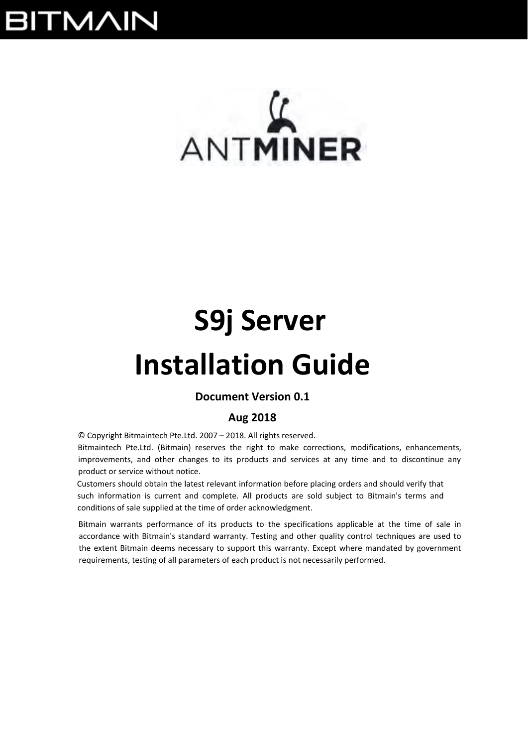# S9j Server Installation Guide

**Document Version 0.1**

**Aug 2018**

© Copyright Bitmaintech Pte.Ltd. 2007 – 2018. All rights reserved.

Bitmaintech Pte.Ltd. (Bitmain) reserves the right to make corrections, modifications, enhancements, improvements, and other changes to its products and services at any time and to discontinue any product or service without notice.

Customers should obtain the latest relevant information before placing orders and should verify that such information is current and complete. All products are sold subject to Bitmain's terms and conditions of sale supplied at the time of order acknowledgment.

Bitmain warrants performance of its products to the specifications applicable at the time of sale in accordance with Bitmain's standard warranty. Testing and other quality control techniques are used to the extent Bitmain deems necessary to support this warranty. Except where mandated by government requirements, testing of all parameters of each product is not necessarily performed.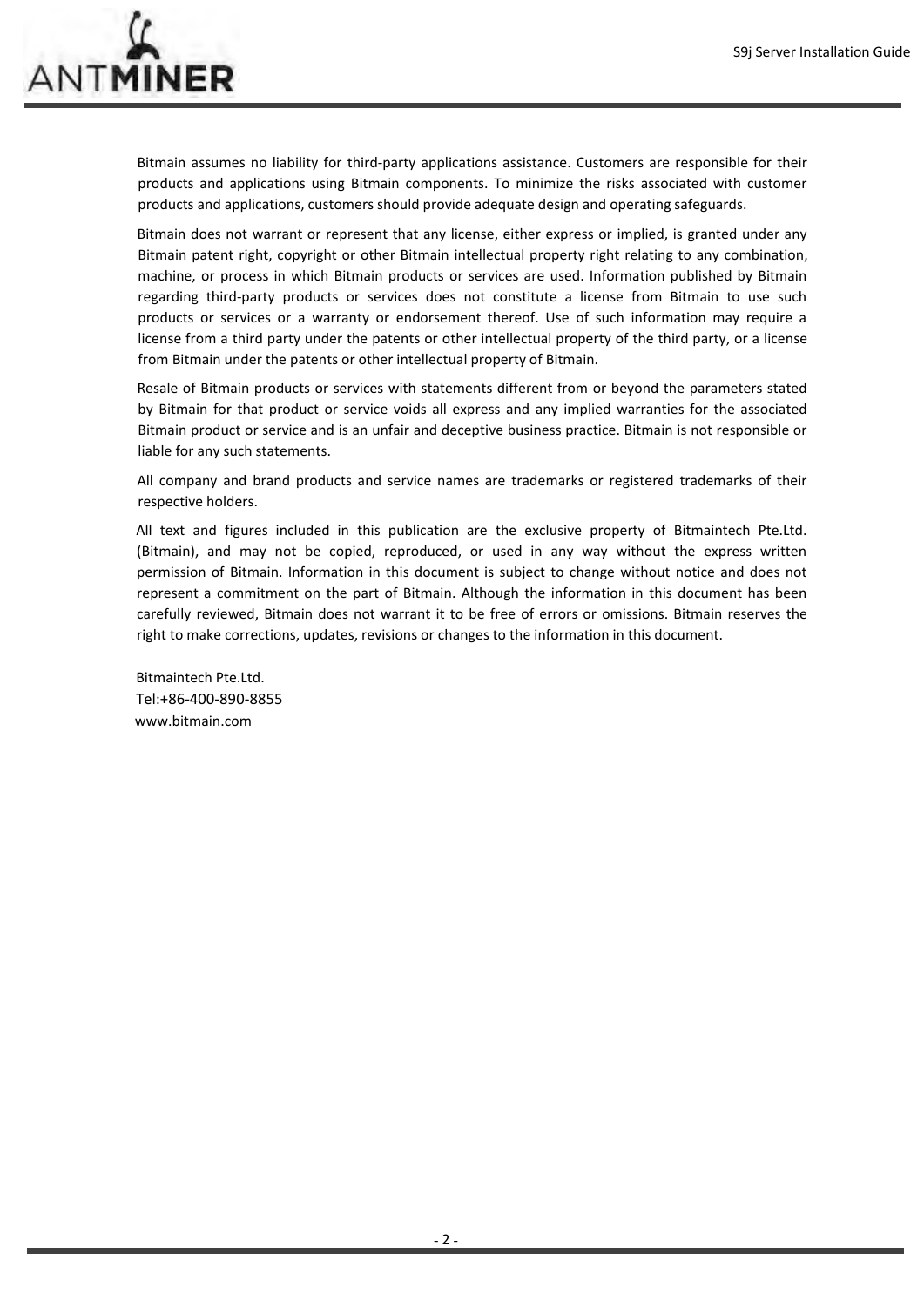Bitmain assumes no liability for third-party applications assistance. Customers are responsible for their products and applications using Bitmain components. To minimize the risks associated with customer products and applications, customers should provide adequate design and operating safeguards.

Bitmain does not warrant or represent that any license, either express or implied, is granted under any Bitmain patent right, copyright or other Bitmain intellectual property right relating to any combination, machine, or process in which Bitmain products or services are used. Information published by Bitmain regarding third-party products or services does not constitute a license from Bitmain to use such products or services or a warranty or endorsement thereof. Use of such information may require a license from a third party under the patents or other intellectual property of the third party, or a license from Bitmain under the patents or other intellectual property of Bitmain.

Resale of Bitmain products or services with statements different from or beyond the parameters stated by Bitmain for that product or service voids all express and any implied warranties for the associated Bitmain product or service and is an unfair and deceptive business practice. Bitmain is not responsible or liable for any such statements.

All company and brand products and service names are trademarks or registered trademarks of their respective holders.

All text and figures included in this publication are the exclusive property of Bitmaintech Pte.Ltd. (Bitmain), and may not be copied, reproduced, or used in any way without the express written permission of Bitmain. Information in this document is subject to change without notice and does not represent a commitment on the part of Bitmain. Although the information in this document has been carefully reviewed, Bitmain does not warrant it to be free of errors or omissions. Bitmain reserves the right to make corrections, updates, revisions or changes to the information in this document.

Bitmaintech Pte.Ltd.
Tel:+86-400-890-8855
www.bitmain.com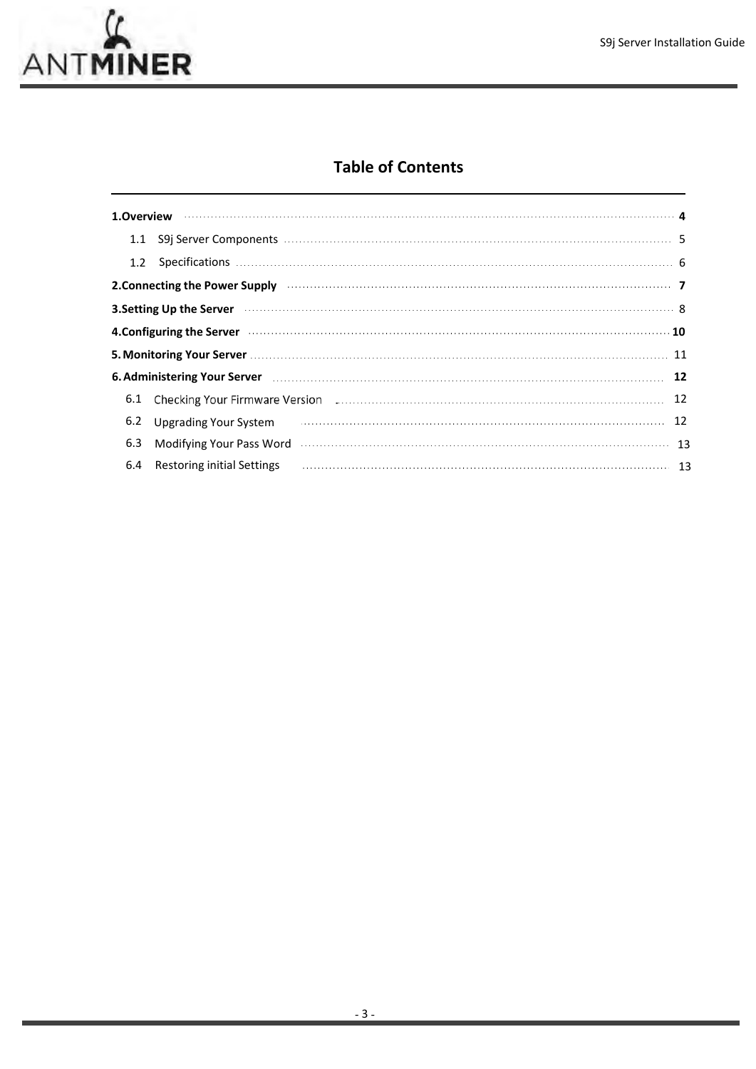# Table of Contents

**1.Overview** ..... **4**

- 1.1 S9j Server Components ..... 5
- 1.2 Specifications ..... 6

**2.Connecting the Power Supply** ..... **7**

**3.Setting Up the Server** ..... 8

**4.Configuring the Server** ..... **10**

**5. Monitoring Your Server** ..... 11

**6. Administering Your Server** ..... **12**

- 6.1 Checking Your Firmware Version ..... 12
- 6.2 Upgrading Your System ..... 12
- 6.3 Modifying Your Pass Word ..... 13
- 6.4 Restoring initial Settings ..... 13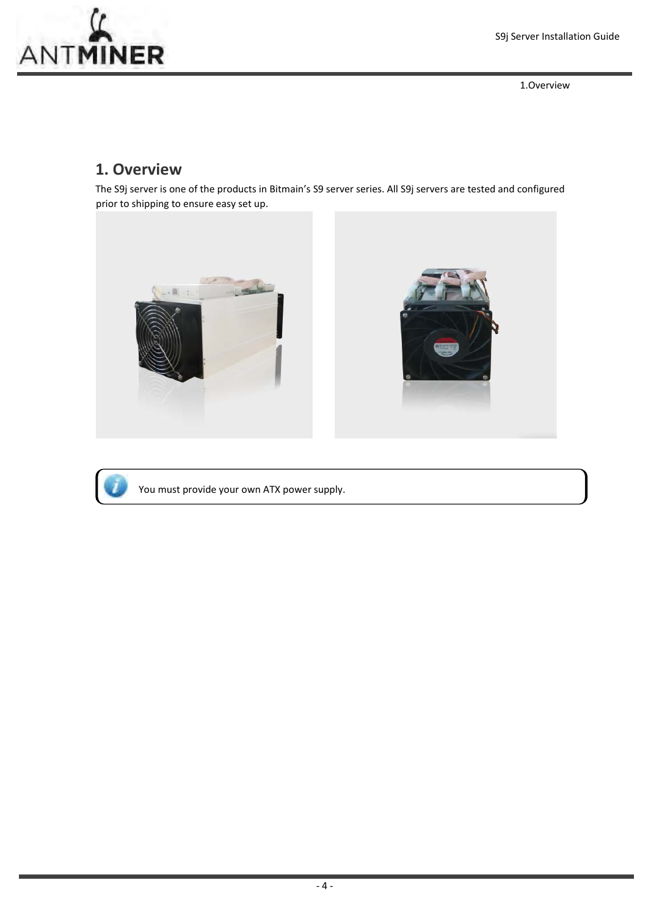# 1. Overview

The S9j server is one of the products in Bitmain's S9 server series. All S9j servers are tested and configured prior to shipping to ensure easy set up.

> You must provide your own ATX power supply.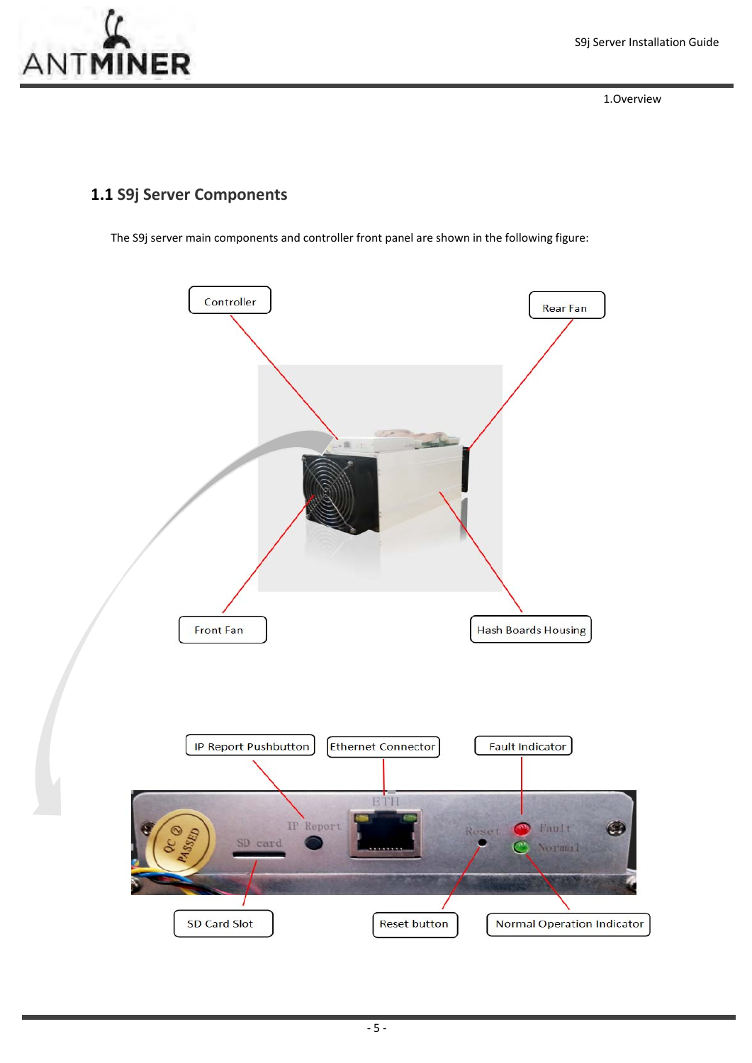## 1.1 S9j Server Components

The S9j server main components and controller front panel are shown in the following figure:

Controller

Rear Fan

Front Fan

Hash Boards Housing

IP Report Pushbutton

Ethernet Connector

Fault Indicator

SD Card Slot

Reset button

Normal Operation Indicator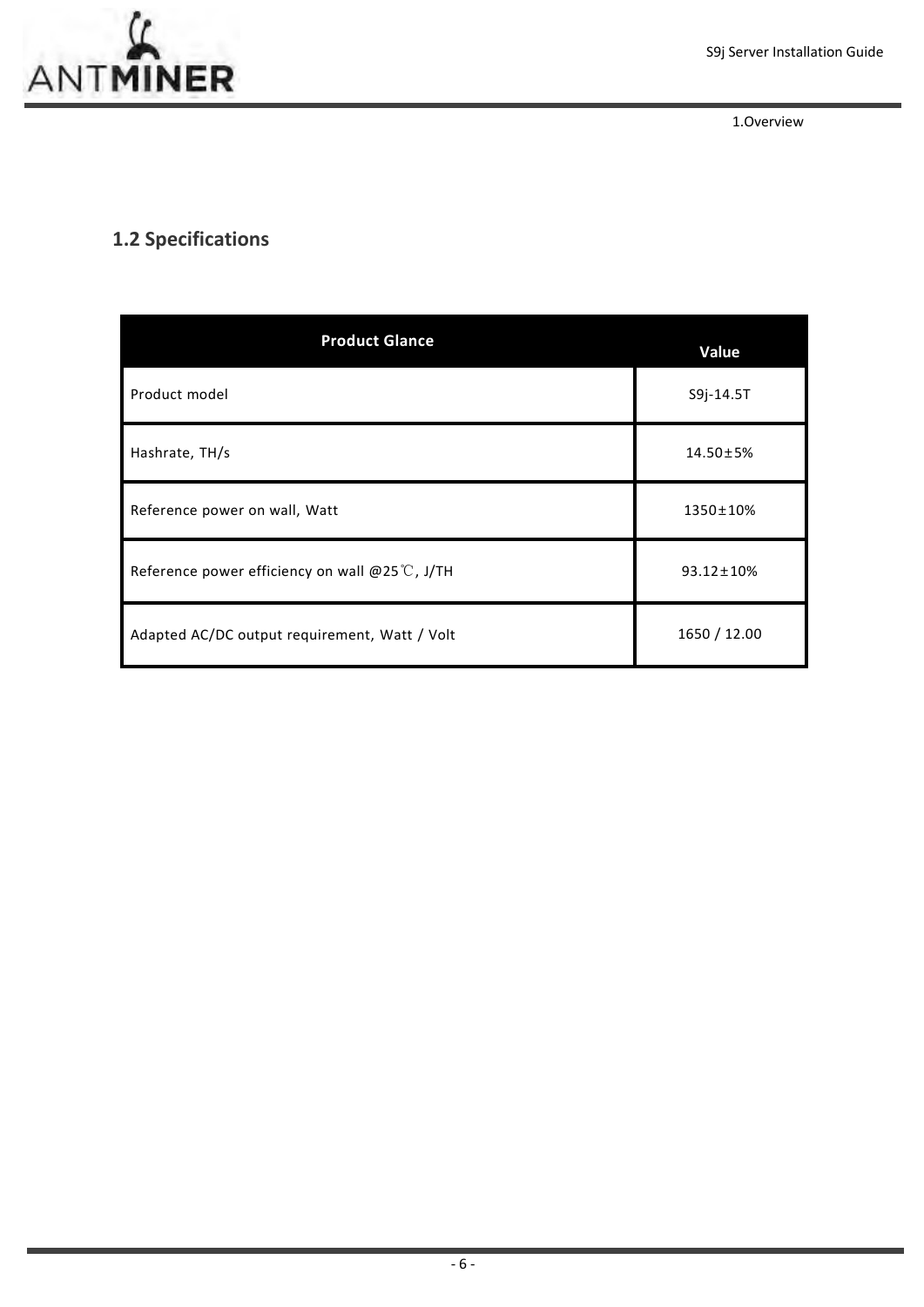## 1.2 Specifications

| Product Glance | Value |
|---|---|
| Product model | S9j-14.5T |
| Hashrate, TH/s | 14.50±5% |
| Reference power on wall, Watt | 1350±10% |
| Reference power efficiency on wall @25℃, J/TH | 93.12±10% |
| Adapted AC/DC output requirement, Watt / Volt | 1650 / 12.00 |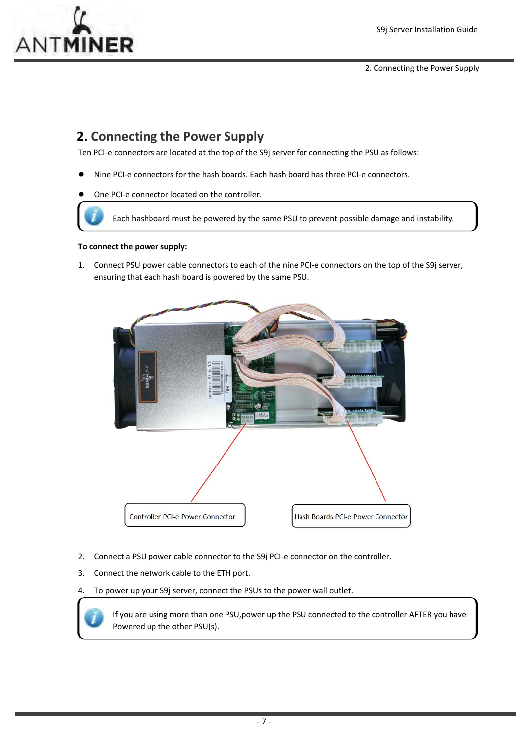## 2. Connecting the Power Supply

Ten PCI-e connectors are located at the top of the S9j server for connecting the PSU as follows:

- Nine PCI-e connectors for the hash boards. Each hash board has three PCI-e connectors.
- One PCI-e connector located on the controller.

> Each hashboard must be powered by the same PSU to prevent possible damage and instability.

**To connect the power supply:**

1. Connect PSU power cable connectors to each of the nine PCI-e connectors on the top of the S9j server, ensuring that each hash board is powered by the same PSU.

Controller PCI-e Power Connector

Hash Boards PCI-e Power Connector

2. Connect a PSU power cable connector to the S9j PCI-e connector on the controller.
3. Connect the network cable to the ETH port.
4. To power up your S9j server, connect the PSUs to the power wall outlet.

> If you are using more than one PSU,power up the PSU connected to the controller AFTER you have Powered up the other PSU(s).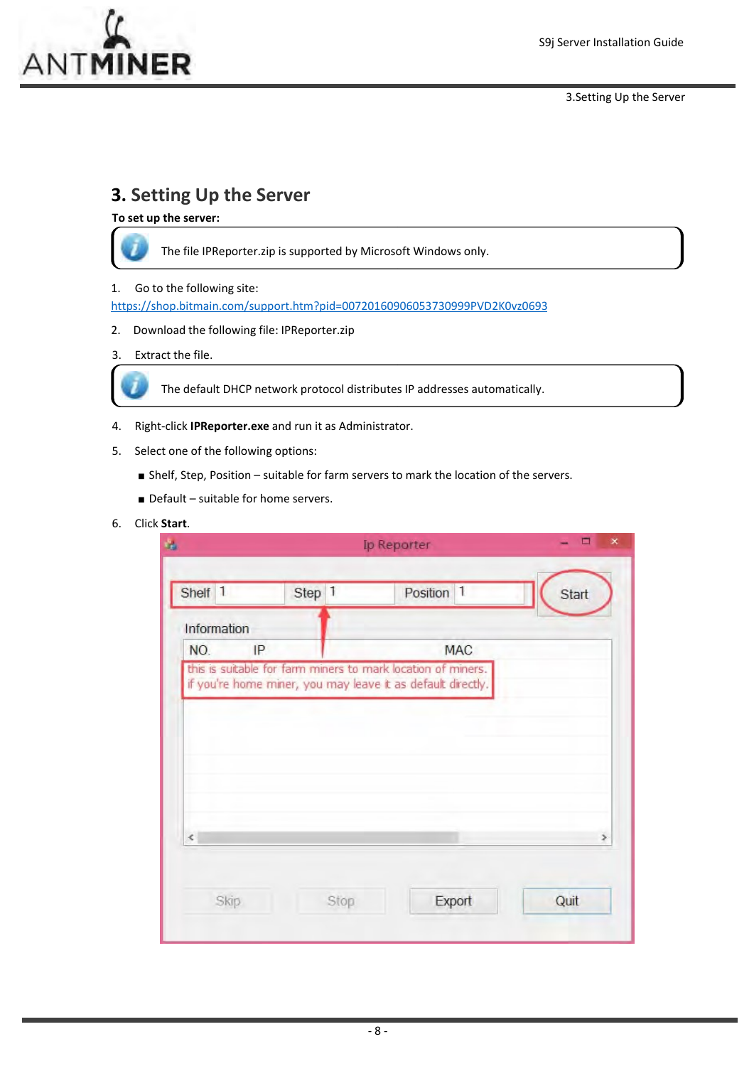## 3. Setting Up the Server

**To set up the server:**

> The file IPReporter.zip is supported by Microsoft Windows only.

1. Go to the following site:
   https://shop.bitmain.com/support.htm?pid=00720160906053730999PVD2K0vz0693
2. Download the following file: IPReporter.zip
3. Extract the file.

> The default DHCP network protocol distributes IP addresses automatically.

4. Right-click **IPReporter.exe** and run it as Administrator.
5. Select one of the following options:
   - Shelf, Step, Position – suitable for farm servers to mark the location of the servers.
   - Default – suitable for home servers.
6. Click **Start**.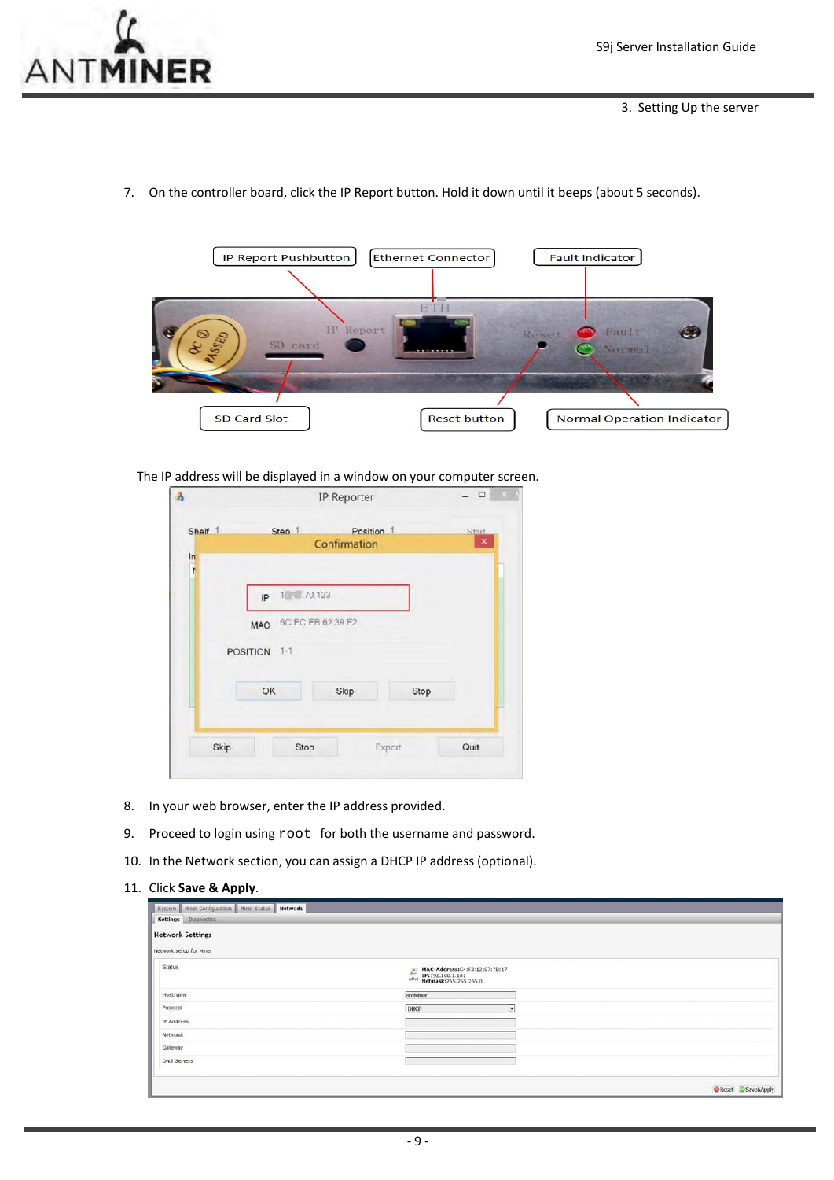7. On the controller board, click the IP Report button. Hold it down until it beeps (about 5 seconds).

IP Report Pushbutton | Ethernet Connector | Fault Indicator

SD Card Slot | Reset button | Normal Operation Indicator

The IP address will be displayed in a window on your computer screen.

8. In your web browser, enter the IP address provided.
9. Proceed to login using `root` for both the username and password.
10. In the Network section, you can assign a DHCP IP address (optional).
11. Click **Save & Apply**.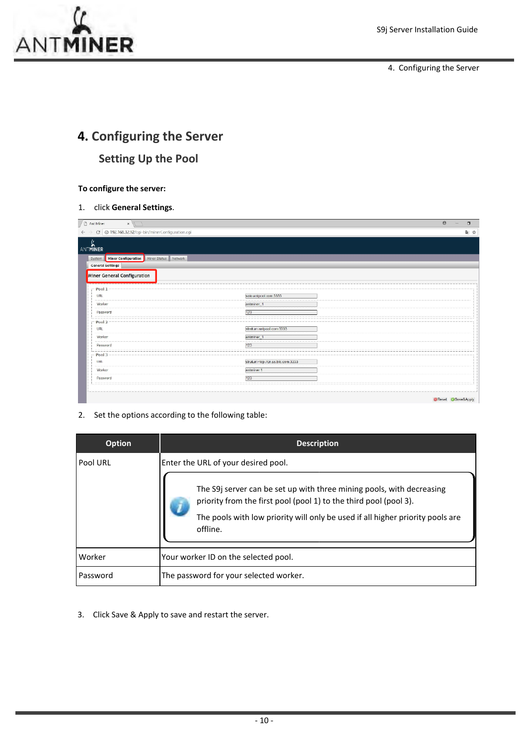# 4. Configuring the Server

## Setting Up the Pool

**To configure the server:**

1. click **General Settings**.

2. Set the options according to the following table:

| Option | Description |
|---|---|
| Pool URL | Enter the URL of your desired pool. <br> The S9j server can be set up with three mining pools, with decreasing priority from the first pool (pool 1) to the third pool (pool 3). <br> The pools with low priority will only be used if all higher priority pools are offline. |
| Worker | Your worker ID on the selected pool. |
| Password | The password for your selected worker. |

3. Click Save & Apply to save and restart the server.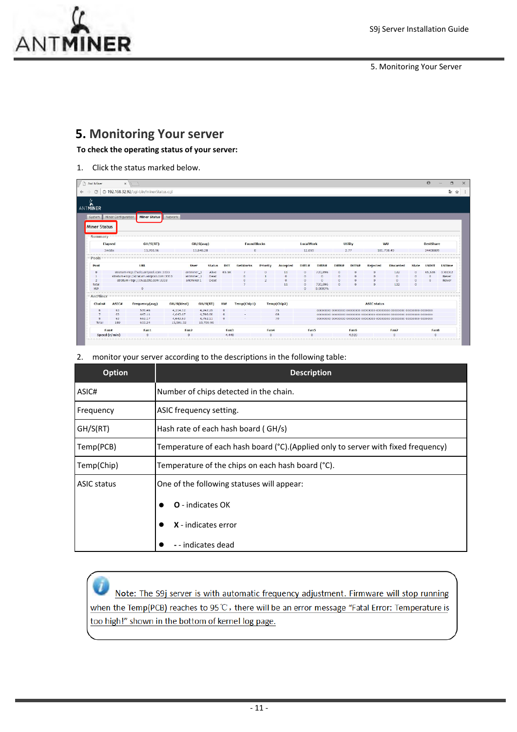## 5. Monitoring Your server

**To check the operating status of your server:**

1. Click the status marked below.

2. monitor your server according to the descriptions in the following table:

| Option | Description |
|---|---|
| ASIC# | Number of chips detected in the chain. |
| Frequency | ASIC frequency setting. |
| GH/S(RT) | Hash rate of each hash board ( GH/s) |
| Temp(PCB) | Temperature of each hash board (°C).(Applied only to server with fixed frequency) |
| Temp(Chip) | Temperature of the chips on each hash board (°C). |
| ASIC status | One of the following statuses will appear:<br>● **O** - indicates OK<br>● **X** - indicates error<br>● **-** - indicates dead |

Note: The S9j server is with automatic frequency adjustment. Firmware will stop running when the Temp(PCB) reaches to 95℃, there will be an error message "Fatal Error: Temperature is too high!" shown in the bottom of kernel log page.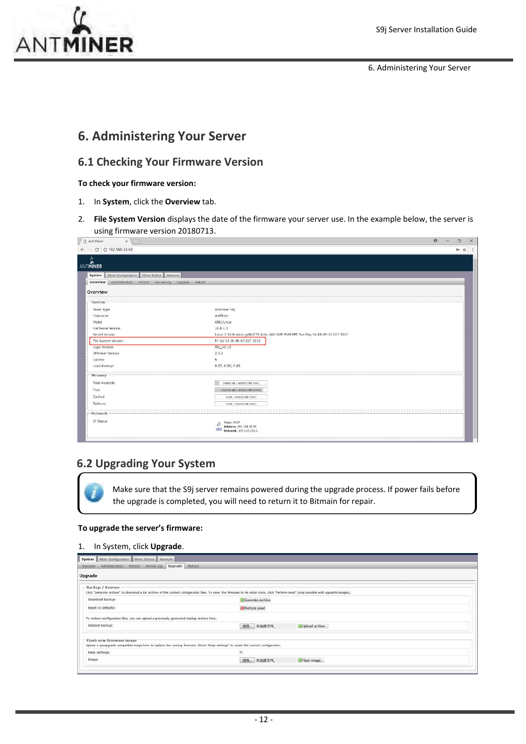# 6. Administering Your Server

## 6.1 Checking Your Firmware Version

**To check your firmware version:**

1. In **System**, click the **Overview** tab.
2. **File System Version** displays the date of the firmware your server use. In the example below, the server is using firmware version 20180713.

## 6.2 Upgrading Your System

Make sure that the S9j server remains powered during the upgrade process. If power fails before the upgrade is completed, you will need to return it to Bitmain for repair.

**To upgrade the server's firmware:**

1. In System, click **Upgrade**.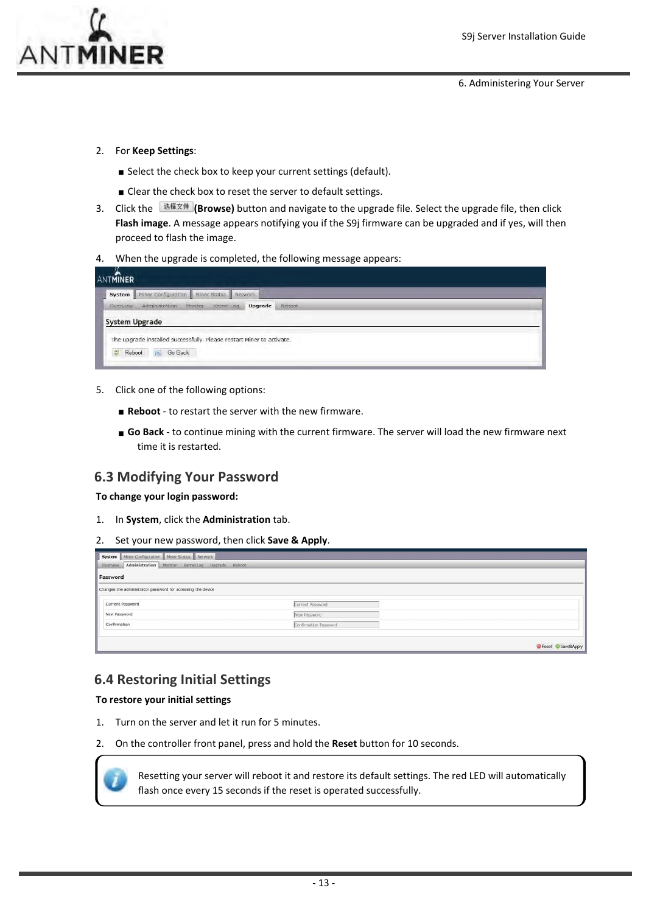2. For **Keep Settings**:

   ■ Select the check box to keep your current settings (default).

   ■ Clear the check box to reset the server to default settings.

3. Click the 选择文件 **(Browse)** button and navigate to the upgrade file. Select the upgrade file, then click **Flash image**. A message appears notifying you if the S9j firmware can be upgraded and if yes, will then proceed to flash the image.

4. When the upgrade is completed, the following message appears:

5. Click one of the following options:

   ■ **Reboot** - to restart the server with the new firmware.

   ■ **Go Back** - to continue mining with the current firmware. The server will load the new firmware next time it is restarted.

## 6.3 Modifying Your Password

**To change your login password:**

1. In **System**, click the **Administration** tab.

2. Set your new password, then click **Save & Apply**.

## 6.4 Restoring Initial Settings

**To restore your initial settings**

1. Turn on the server and let it run for 5 minutes.

2. On the controller front panel, press and hold the **Reset** button for 10 seconds.

> Resetting your server will reboot it and restore its default settings. The red LED will automatically flash once every 15 seconds if the reset is operated successfully.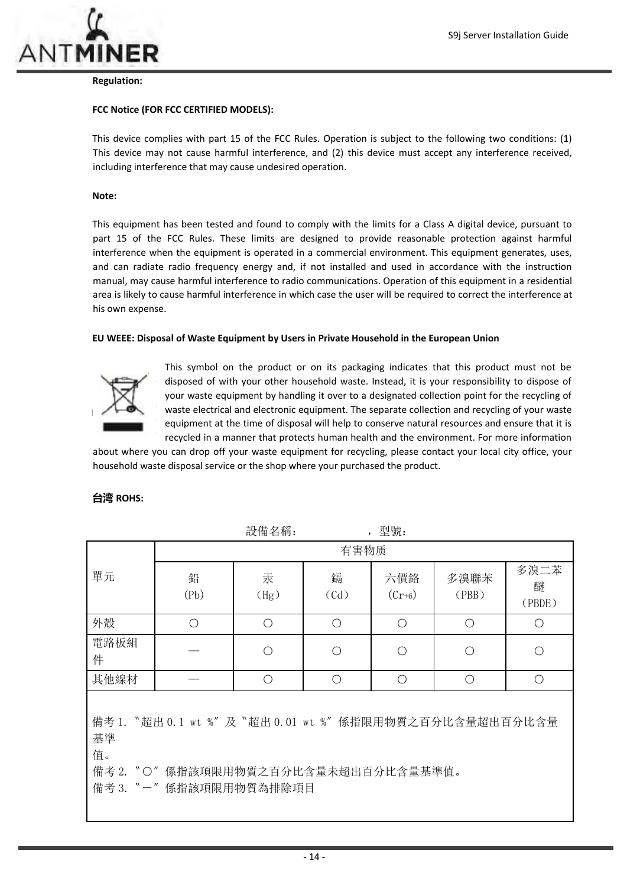**Regulation:**

**FCC Notice (FOR FCC CERTIFIED MODELS):**

This device complies with part 15 of the FCC Rules. Operation is subject to the following two conditions: (1) This device may not cause harmful interference, and (2) this device must accept any interference received, including interference that may cause undesired operation.

**Note:**

This equipment has been tested and found to comply with the limits for a Class A digital device, pursuant to part 15 of the FCC Rules. These limits are designed to provide reasonable protection against harmful interference when the equipment is operated in a commercial environment. This equipment generates, uses, and can radiate radio frequency energy and, if not installed and used in accordance with the instruction manual, may cause harmful interference to radio communications. Operation of this equipment in a residential area is likely to cause harmful interference in which case the user will be required to correct the interference at his own expense.

**EU WEEE: Disposal of Waste Equipment by Users in Private Household in the European Union**

This symbol on the product or on its packaging indicates that this product must not be disposed of with your other household waste. Instead, it is your responsibility to dispose of your waste equipment by handling it over to a designated collection point for the recycling of waste electrical and electronic equipment. The separate collection and recycling of your waste equipment at the time of disposal will help to conserve natural resources and ensure that it is recycled in a manner that protects human health and the environment. For more information about where you can drop off your waste equipment for recycling, please contact your local city office, your household waste disposal service or the shop where your purchased the product.

**台湾 ROHS:**

設備名稱：　　　　　，型號：

| 單元 | 有害物质 | | | | | |
| --- | --- | --- | --- | --- | --- | --- |
| | 鉛 (Pb) | 汞 (Hg) | 鎘 (Cd) | 六價鉻 (Cr+6) | 多溴聯苯 (PBB) | 多溴二苯醚 (PBDE) |
| 外殼 | ○ | ○ | ○ | ○ | ○ | ○ |
| 電路板組件 | — | ○ | ○ | ○ | ○ | ○ |
| 其他線材 | — | ○ | ○ | ○ | ○ | ○ |

備考 1. 〝超出 0.1 wt %〞及〝超出 0.01 wt %〞係指限用物質之百分比含量超出百分比含量基準值。

備考 2. 〝○〞係指該項限用物質之百分比含量未超出百分比含量基準值。

備考 3. 〝—〞係指該項限用物質為排除項目